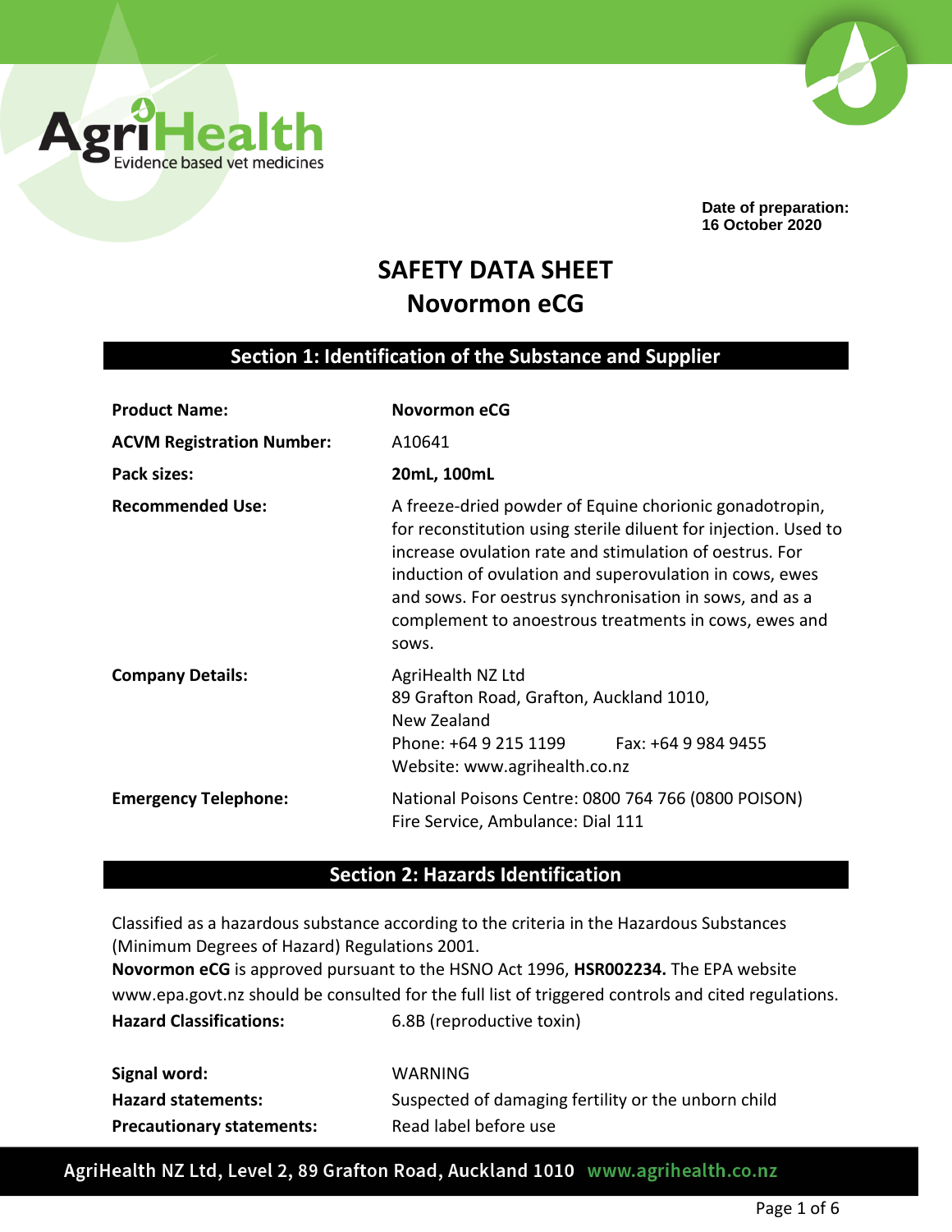AgriHealth
Evidence based vet medicines

**Date of preparation:**
**16 October 2020**

# SAFETY DATA SHEET
# Novormon eCG

## Section 1: Identification of the Substance and Supplier

| | |
|---|---|
| **Product Name:** | **Novormon eCG** |
| **ACVM Registration Number:** | A10641 |
| **Pack sizes:** | **20mL, 100mL** |
| **Recommended Use:** | A freeze-dried powder of Equine chorionic gonadotropin, for reconstitution using sterile diluent for injection. Used to increase ovulation rate and stimulation of oestrus. For induction of ovulation and superovulation in cows, ewes and sows. For oestrus synchronisation in sows, and as a complement to anoestrous treatments in cows, ewes and sows. |
| **Company Details:** | AgriHealth NZ Ltd<br>89 Grafton Road, Grafton, Auckland 1010,<br>New Zealand<br>Phone: +64 9 215 1199 Fax: +64 9 984 9455<br>Website: www.agrihealth.co.nz |
| **Emergency Telephone:** | National Poisons Centre: 0800 764 766 (0800 POISON)<br>Fire Service, Ambulance: Dial 111 |

## Section 2: Hazards Identification

Classified as a hazardous substance according to the criteria in the Hazardous Substances (Minimum Degrees of Hazard) Regulations 2001.
**Novormon eCG** is approved pursuant to the HSNO Act 1996, **HSR002234.** The EPA website www.epa.govt.nz should be consulted for the full list of triggered controls and cited regulations.

| | |
|---|---|
| **Hazard Classifications:** | 6.8B (reproductive toxin) |
| **Signal word:** | WARNING |
| **Hazard statements:** | Suspected of damaging fertility or the unborn child |
| **Precautionary statements:** | Read label before use |

AgriHealth NZ Ltd, Level 2, 89 Grafton Road, Auckland 1010 www.agrihealth.co.nz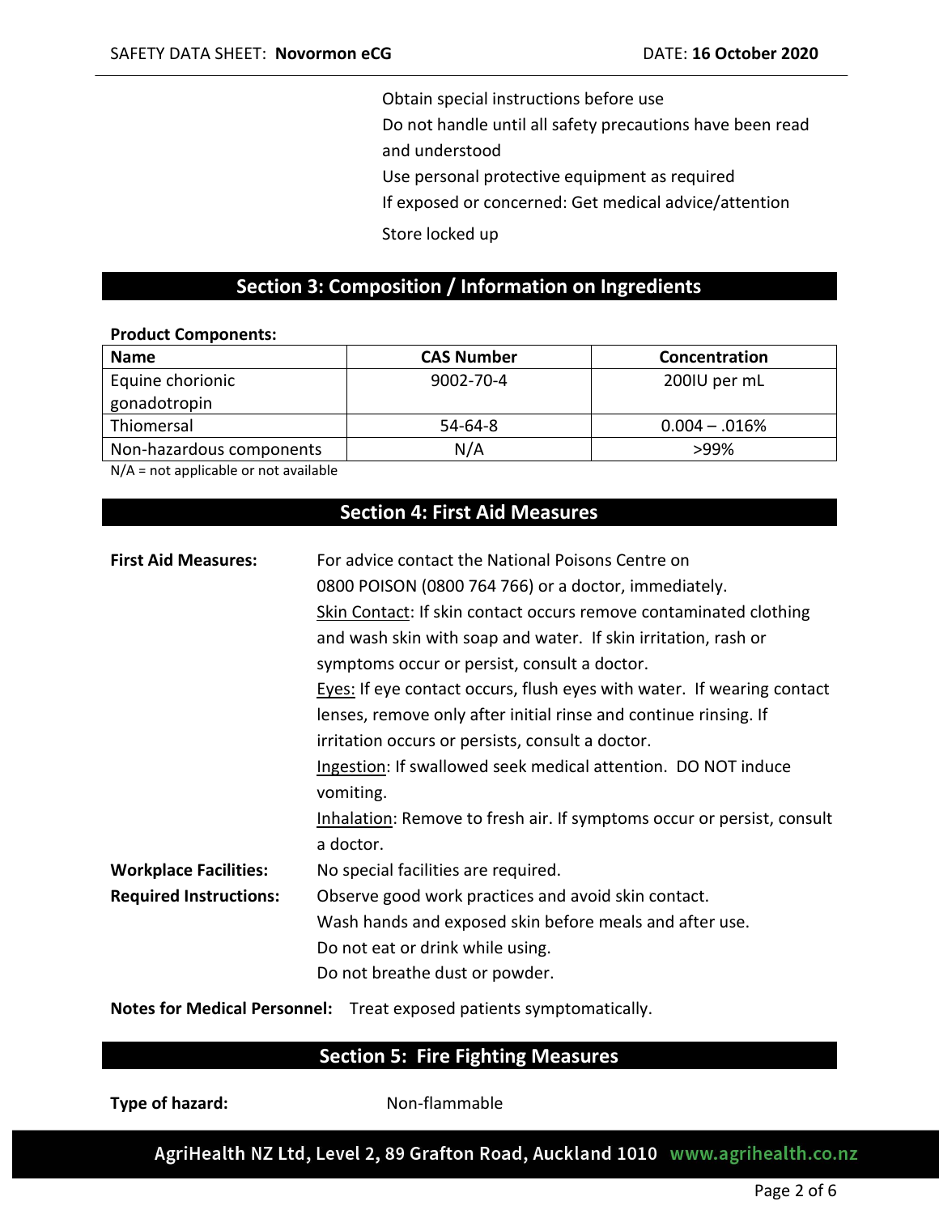Obtain special instructions before use
Do not handle until all safety precautions have been read and understood
Use personal protective equipment as required
If exposed or concerned: Get medical advice/attention
Store locked up

## Section 3: Composition / Information on Ingredients

**Product Components:**

| Name | CAS Number | Concentration |
|---|---|---|
| Equine chorionic gonadotropin | 9002-70-4 | 200IU per mL |
| Thiomersal | 54-64-8 | 0.004 – .016% |
| Non-hazardous components | N/A | >99% |

N/A = not applicable or not available

## Section 4: First Aid Measures

**First Aid Measures:** For advice contact the National Poisons Centre on 0800 POISON (0800 764 766) or a doctor, immediately.

Skin Contact: If skin contact occurs remove contaminated clothing and wash skin with soap and water. If skin irritation, rash or symptoms occur or persist, consult a doctor.

Eyes: If eye contact occurs, flush eyes with water. If wearing contact lenses, remove only after initial rinse and continue rinsing. If irritation occurs or persists, consult a doctor.

Ingestion: If swallowed seek medical attention. DO NOT induce vomiting.

Inhalation: Remove to fresh air. If symptoms occur or persist, consult a doctor.

**Workplace Facilities:** No special facilities are required.

**Required Instructions:** Observe good work practices and avoid skin contact.
Wash hands and exposed skin before meals and after use.
Do not eat or drink while using.
Do not breathe dust or powder.

**Notes for Medical Personnel:** Treat exposed patients symptomatically.

## Section 5: Fire Fighting Measures

**Type of hazard:** Non-flammable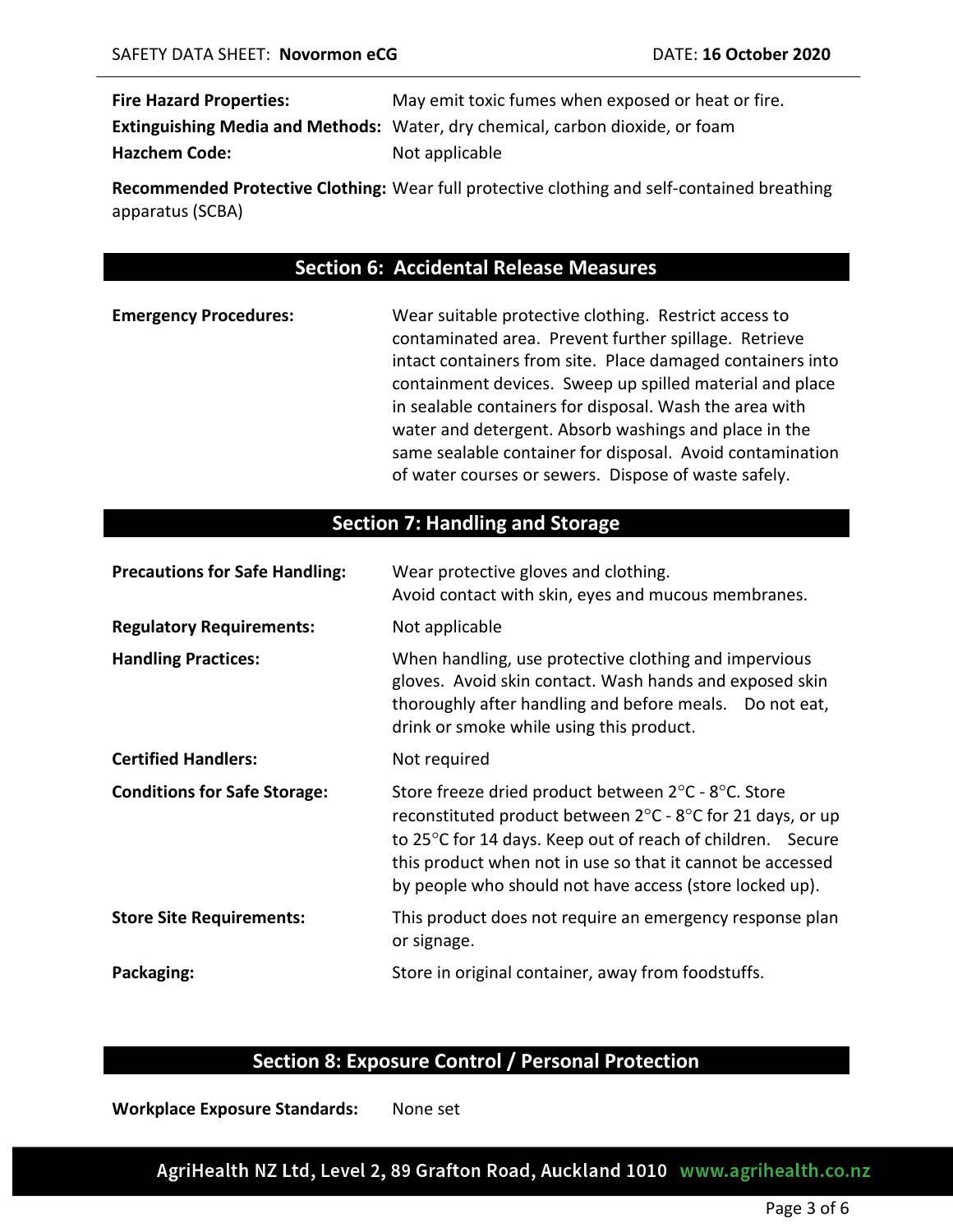**Fire Hazard Properties:** May emit toxic fumes when exposed or heat or fire.

**Extinguishing Media and Methods:** Water, dry chemical, carbon dioxide, or foam

**Hazchem Code:** Not applicable

**Recommended Protective Clothing:** Wear full protective clothing and self-contained breathing apparatus (SCBA)

## Section 6: Accidental Release Measures

**Emergency Procedures:** Wear suitable protective clothing. Restrict access to contaminated area. Prevent further spillage. Retrieve intact containers from site. Place damaged containers into containment devices. Sweep up spilled material and place in sealable containers for disposal. Wash the area with water and detergent. Absorb washings and place in the same sealable container for disposal. Avoid contamination of water courses or sewers. Dispose of waste safely.

## Section 7: Handling and Storage

**Precautions for Safe Handling:** Wear protective gloves and clothing.
Avoid contact with skin, eyes and mucous membranes.

**Regulatory Requirements:** Not applicable

**Handling Practices:** When handling, use protective clothing and impervious gloves. Avoid skin contact. Wash hands and exposed skin thoroughly after handling and before meals. Do not eat, drink or smoke while using this product.

**Certified Handlers:** Not required

**Conditions for Safe Storage:** Store freeze dried product between 2°C - 8°C. Store reconstituted product between 2°C - 8°C for 21 days, or up to 25°C for 14 days. Keep out of reach of children. Secure this product when not in use so that it cannot be accessed by people who should not have access (store locked up).

**Store Site Requirements:** This product does not require an emergency response plan or signage.

**Packaging:** Store in original container, away from foodstuffs.

## Section 8: Exposure Control / Personal Protection

**Workplace Exposure Standards:** None set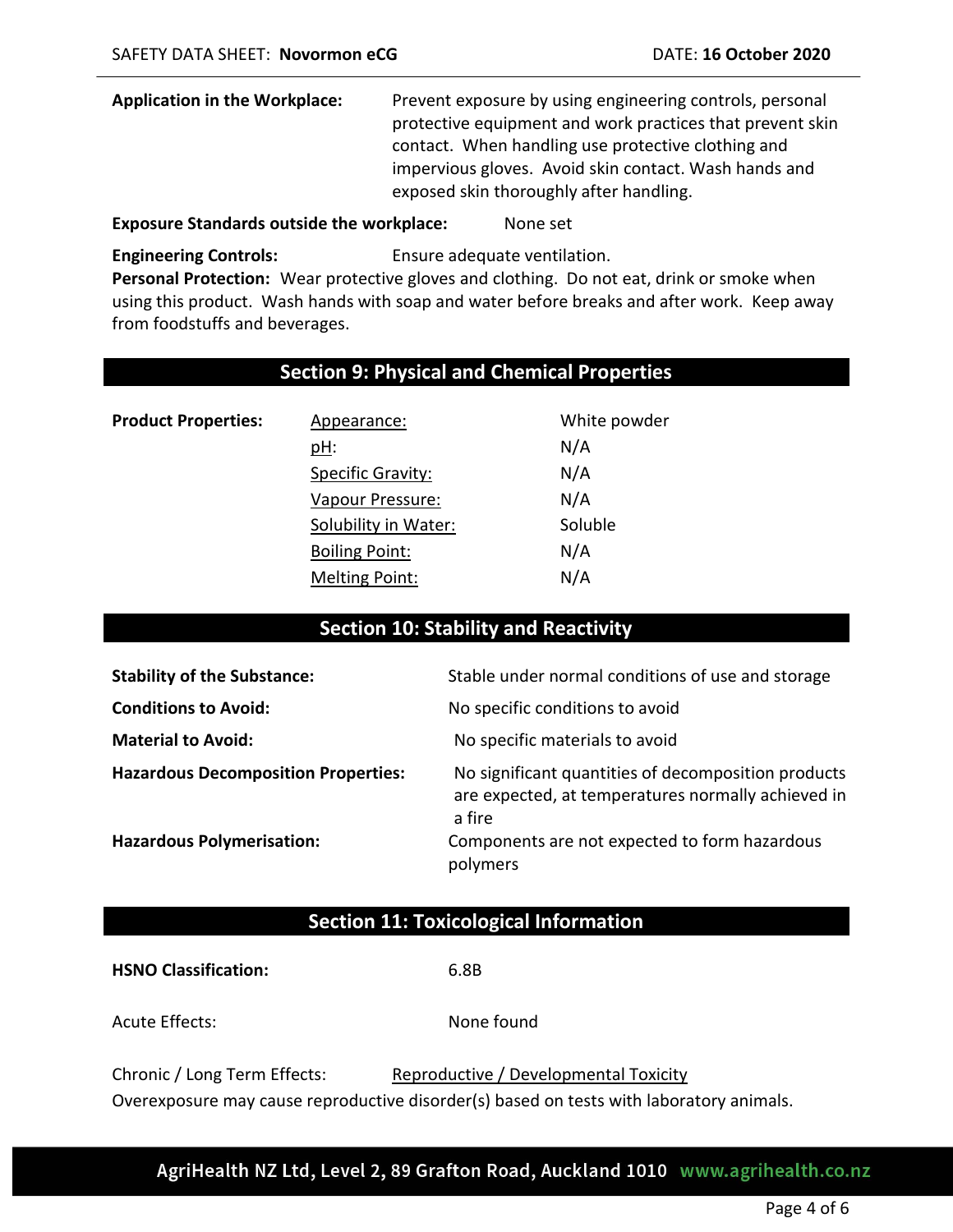**Application in the Workplace:** Prevent exposure by using engineering controls, personal protective equipment and work practices that prevent skin contact. When handling use protective clothing and impervious gloves. Avoid skin contact. Wash hands and exposed skin thoroughly after handling.

**Exposure Standards outside the workplace:** None set

**Engineering Controls:** Ensure adequate ventilation.

**Personal Protection:** Wear protective gloves and clothing. Do not eat, drink or smoke when using this product. Wash hands with soap and water before breaks and after work. Keep away from foodstuffs and beverages.

## Section 9: Physical and Chemical Properties

**Product Properties:**

| Property | Value |
|---|---|
| Appearance: | White powder |
| pH: | N/A |
| Specific Gravity: | N/A |
| Vapour Pressure: | N/A |
| Solubility in Water: | Soluble |
| Boiling Point: | N/A |
| Melting Point: | N/A |

## Section 10: Stability and Reactivity

**Stability of the Substance:** Stable under normal conditions of use and storage

**Conditions to Avoid:** No specific conditions to avoid

**Material to Avoid:** No specific materials to avoid

**Hazardous Decomposition Properties:** No significant quantities of decomposition products are expected, at temperatures normally achieved in a fire

**Hazardous Polymerisation:** Components are not expected to form hazardous polymers

## Section 11: Toxicological Information

**HSNO Classification:** 6.8B

Acute Effects: None found

Chronic / Long Term Effects: Reproductive / Developmental Toxicity

Overexposure may cause reproductive disorder(s) based on tests with laboratory animals.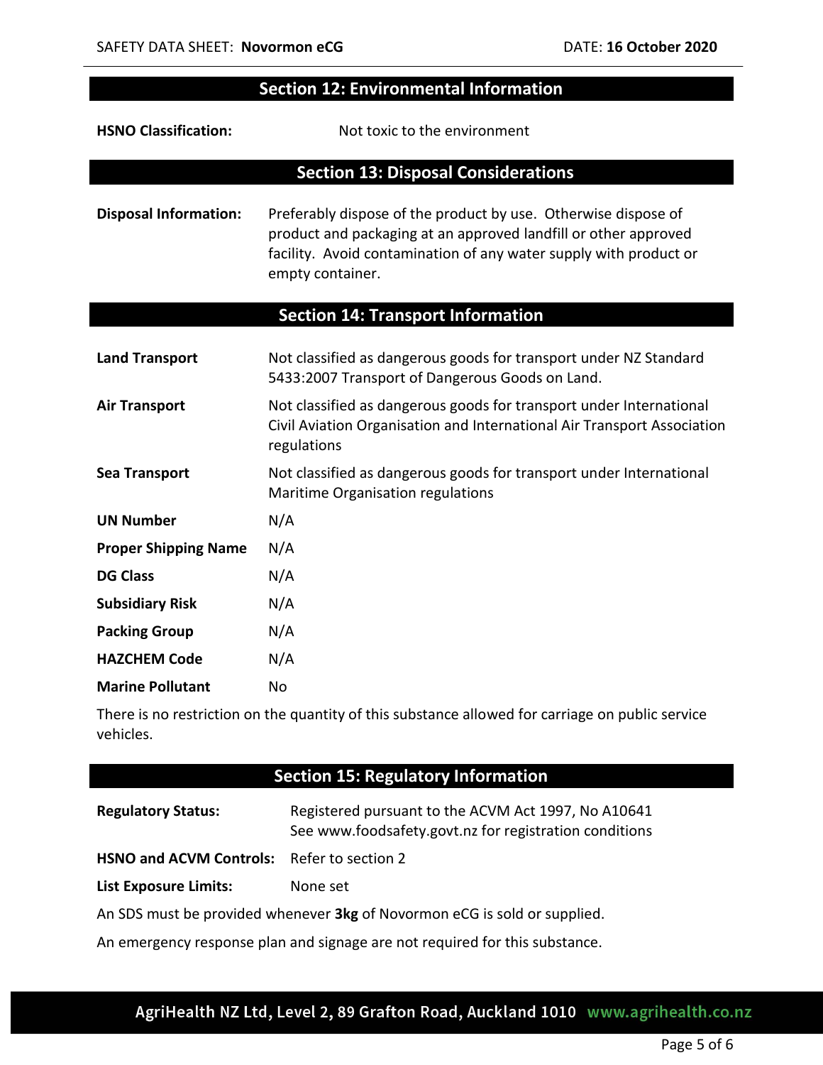## Section 12: Environmental Information

| | |
|---|---|
| **HSNO Classification:** | Not toxic to the environment |

## Section 13: Disposal Considerations

| | |
|---|---|
| **Disposal Information:** | Preferably dispose of the product by use. Otherwise dispose of product and packaging at an approved landfill or other approved facility. Avoid contamination of any water supply with product or empty container. |

## Section 14: Transport Information

| | |
|---|---|
| **Land Transport** | Not classified as dangerous goods for transport under NZ Standard 5433:2007 Transport of Dangerous Goods on Land. |
| **Air Transport** | Not classified as dangerous goods for transport under International Civil Aviation Organisation and International Air Transport Association regulations |
| **Sea Transport** | Not classified as dangerous goods for transport under International Maritime Organisation regulations |
| **UN Number** | N/A |
| **Proper Shipping Name** | N/A |
| **DG Class** | N/A |
| **Subsidiary Risk** | N/A |
| **Packing Group** | N/A |
| **HAZCHEM Code** | N/A |
| **Marine Pollutant** | No |

There is no restriction on the quantity of this substance allowed for carriage on public service vehicles.

## Section 15: Regulatory Information

| | |
|---|---|
| **Regulatory Status:** | Registered pursuant to the ACVM Act 1997, No A10641<br>See www.foodsafety.govt.nz for registration conditions |
| **HSNO and ACVM Controls:** | Refer to section 2 |
| **List Exposure Limits:** | None set |

An SDS must be provided whenever **3kg** of Novormon eCG is sold or supplied.

An emergency response plan and signage are not required for this substance.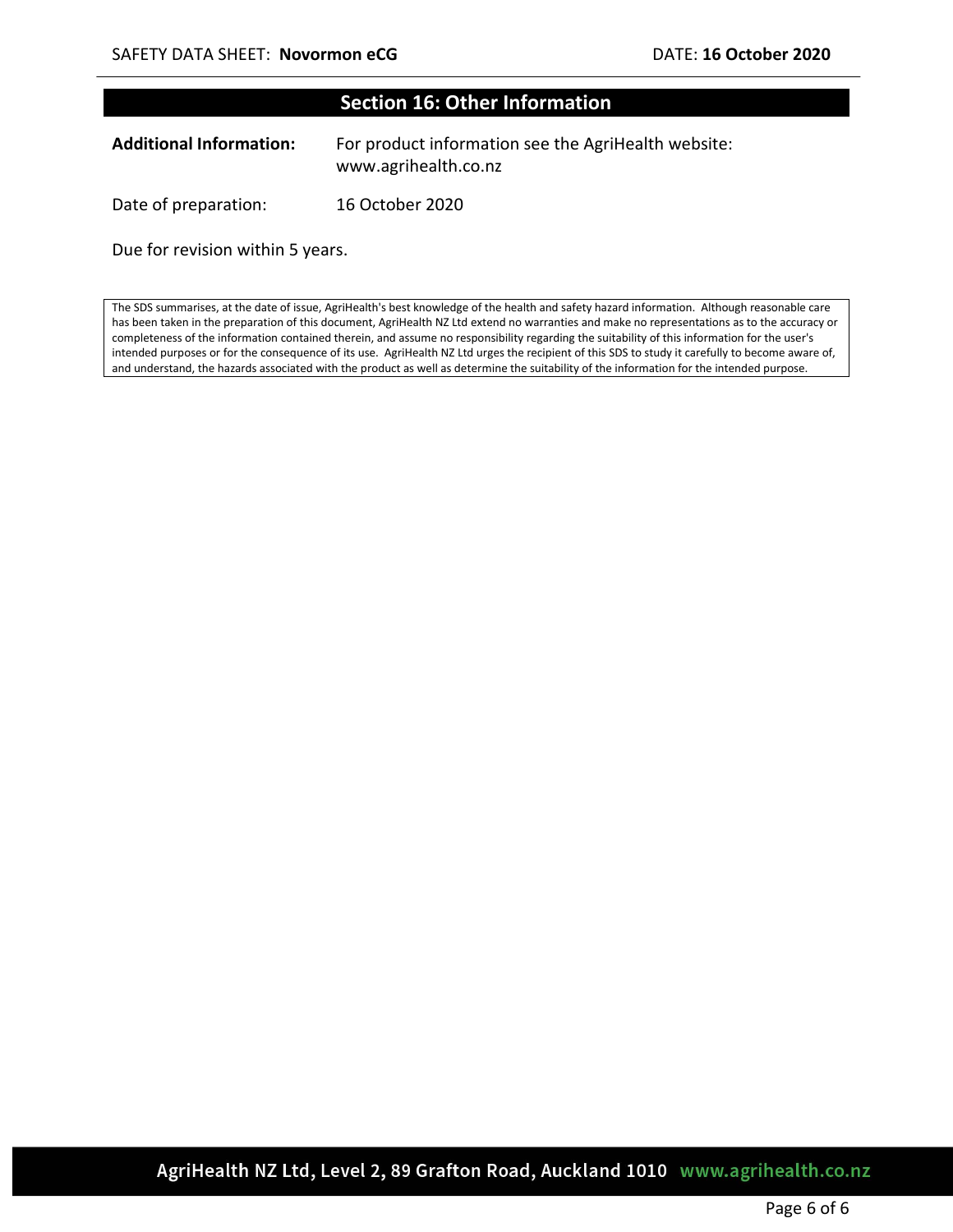## Section 16: Other Information

**Additional Information:** For product information see the AgriHealth website: www.agrihealth.co.nz

Date of preparation: 16 October 2020

Due for revision within 5 years.

The SDS summarises, at the date of issue, AgriHealth's best knowledge of the health and safety hazard information. Although reasonable care has been taken in the preparation of this document, AgriHealth NZ Ltd extend no warranties and make no representations as to the accuracy or completeness of the information contained therein, and assume no responsibility regarding the suitability of this information for the user's intended purposes or for the consequence of its use. AgriHealth NZ Ltd urges the recipient of this SDS to study it carefully to become aware of, and understand, the hazards associated with the product as well as determine the suitability of the information for the intended purpose.